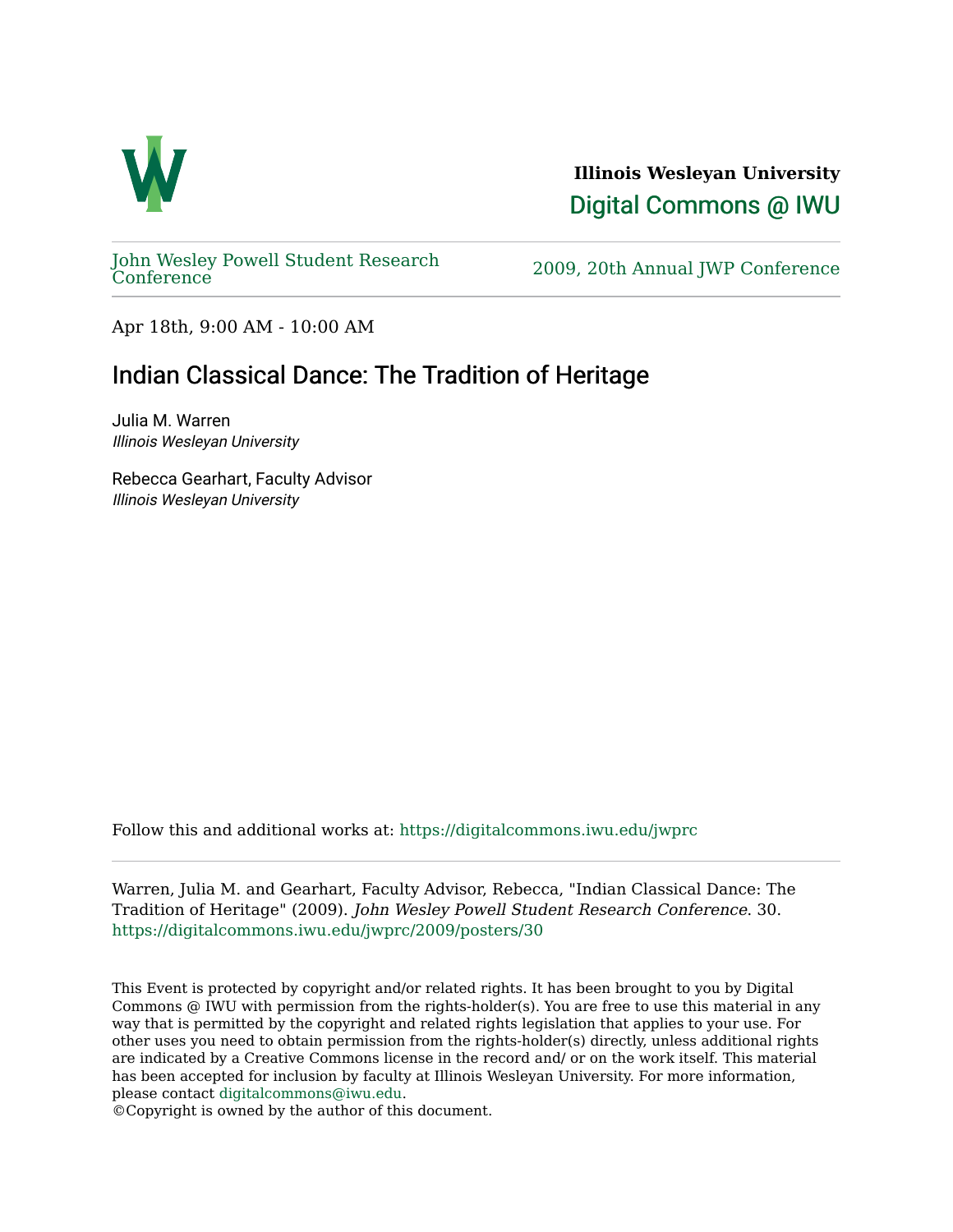**Illinois Wesleyan University**
Digital Commons @ IWU

John Wesley Powell Student Research Conference | 2009, 20th Annual JWP Conference

Apr 18th, 9:00 AM - 10:00 AM

# Indian Classical Dance: The Tradition of Heritage

Julia M. Warren
*Illinois Wesleyan University*

Rebecca Gearhart, Faculty Advisor
*Illinois Wesleyan University*

Follow this and additional works at: https://digitalcommons.iwu.edu/jwprc

Warren, Julia M. and Gearhart, Faculty Advisor, Rebecca, "Indian Classical Dance: The Tradition of Heritage" (2009). *John Wesley Powell Student Research Conference*. 30.
https://digitalcommons.iwu.edu/jwprc/2009/posters/30

This Event is protected by copyright and/or related rights. It has been brought to you by Digital Commons @ IWU with permission from the rights-holder(s). You are free to use this material in any way that is permitted by the copyright and related rights legislation that applies to your use. For other uses you need to obtain permission from the rights-holder(s) directly, unless additional rights are indicated by a Creative Commons license in the record and/ or on the work itself. This material has been accepted for inclusion by faculty at Illinois Wesleyan University. For more information, please contact digitalcommons@iwu.edu.
©Copyright is owned by the author of this document.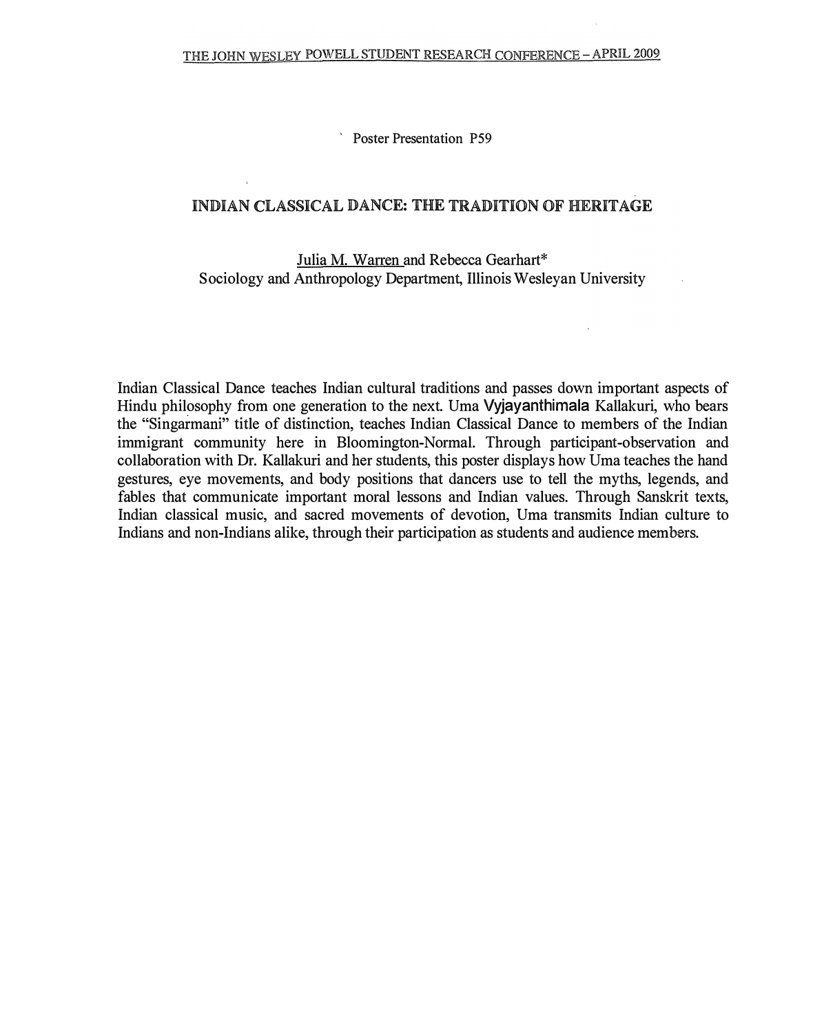Poster Presentation P59

# INDIAN CLASSICAL DANCE: THE TRADITION OF HERITAGE

Julia M. Warren and Rebecca Gearhart*
Sociology and Anthropology Department, Illinois Wesleyan University

Indian Classical Dance teaches Indian cultural traditions and passes down important aspects of Hindu philosophy from one generation to the next. Uma Vyjayanthimala Kallakuri, who bears the "Singarmani" title of distinction, teaches Indian Classical Dance to members of the Indian immigrant community here in Bloomington-Normal. Through participant-observation and collaboration with Dr. Kallakuri and her students, this poster displays how Uma teaches the hand gestures, eye movements, and body positions that dancers use to tell the myths, legends, and fables that communicate important moral lessons and Indian values. Through Sanskrit texts, Indian classical music, and sacred movements of devotion, Uma transmits Indian culture to Indians and non-Indians alike, through their participation as students and audience members.